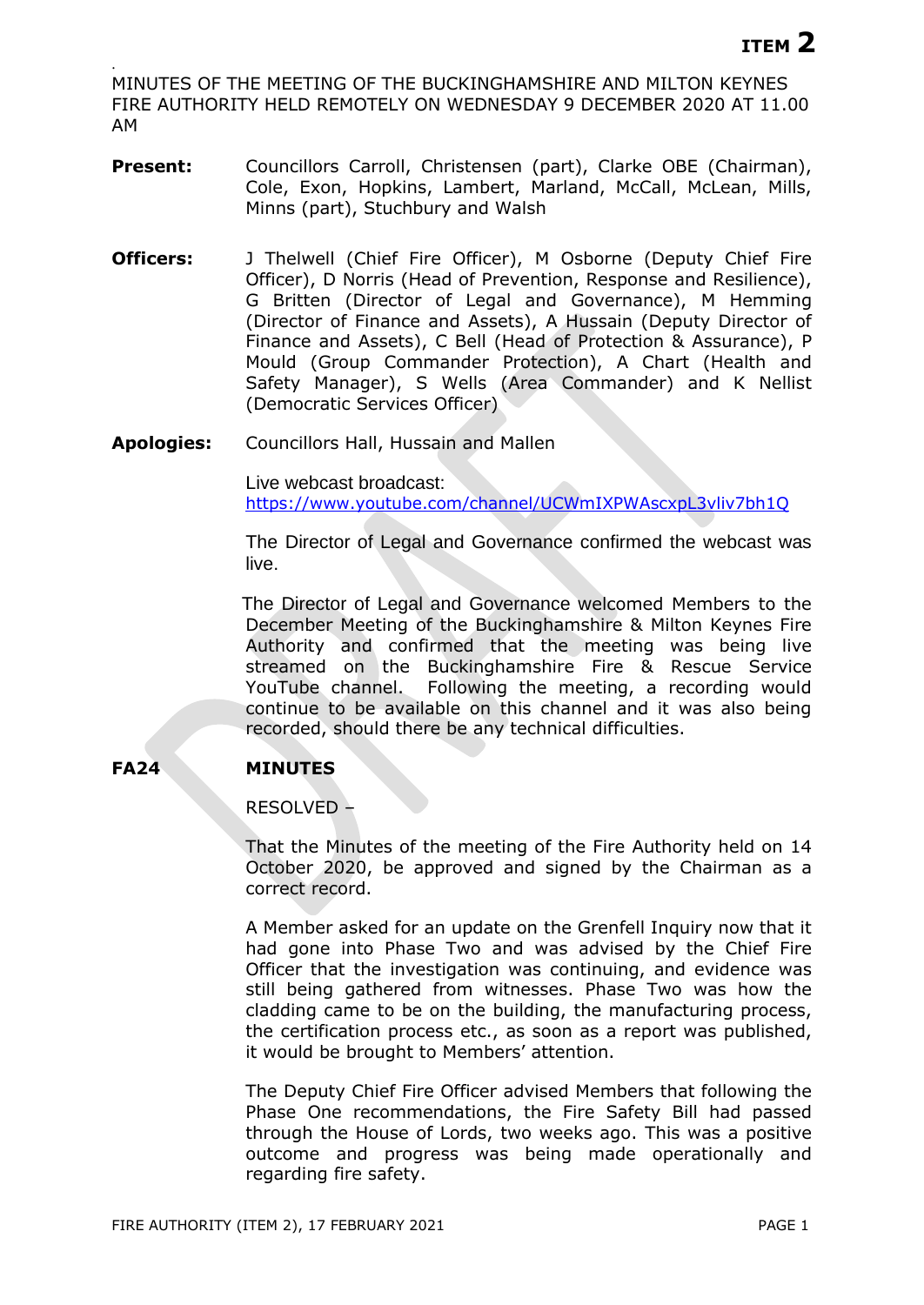**ITEM 2**

MINUTES OF THE MEETING OF THE BUCKINGHAMSHIRE AND MILTON KEYNES FIRE AUTHORITY HELD REMOTELY ON WEDNESDAY 9 DECEMBER 2020 AT 11.00 AM

**Present:** Councillors Carroll, Christensen (part), Clarke OBE (Chairman), Cole, Exon, Hopkins, Lambert, Marland, McCall, McLean, Mills, Minns (part), Stuchbury and Walsh

**Officers:** J Thelwell (Chief Fire Officer), M Osborne (Deputy Chief Fire Officer), D Norris (Head of Prevention, Response and Resilience), G Britten (Director of Legal and Governance), M Hemming (Director of Finance and Assets), A Hussain (Deputy Director of Finance and Assets), C Bell (Head of Protection & Assurance), P Mould (Group Commander Protection), A Chart (Health and Safety Manager), S Wells (Area Commander) and K Nellist (Democratic Services Officer)

**Apologies:** Councillors Hall, Hussain and Mallen

Live webcast broadcast: https://www.youtube.com/channel/UCWmIXPWAscxpL3vliv7bh1Q

The Director of Legal and Governance confirmed the webcast was live.

The Director of Legal and Governance welcomed Members to the December Meeting of the Buckinghamshire & Milton Keynes Fire Authority and confirmed that the meeting was being live streamed on the Buckinghamshire Fire & Rescue Service YouTube channel. Following the meeting, a recording would continue to be available on this channel and it was also being recorded, should there be any technical difficulties.

## FA24 MINUTES

RESOLVED –

That the Minutes of the meeting of the Fire Authority held on 14 October 2020, be approved and signed by the Chairman as a correct record.

A Member asked for an update on the Grenfell Inquiry now that it had gone into Phase Two and was advised by the Chief Fire Officer that the investigation was continuing, and evidence was still being gathered from witnesses. Phase Two was how the cladding came to be on the building, the manufacturing process, the certification process etc., as soon as a report was published, it would be brought to Members' attention.

The Deputy Chief Fire Officer advised Members that following the Phase One recommendations, the Fire Safety Bill had passed through the House of Lords, two weeks ago. This was a positive outcome and progress was being made operationally and regarding fire safety.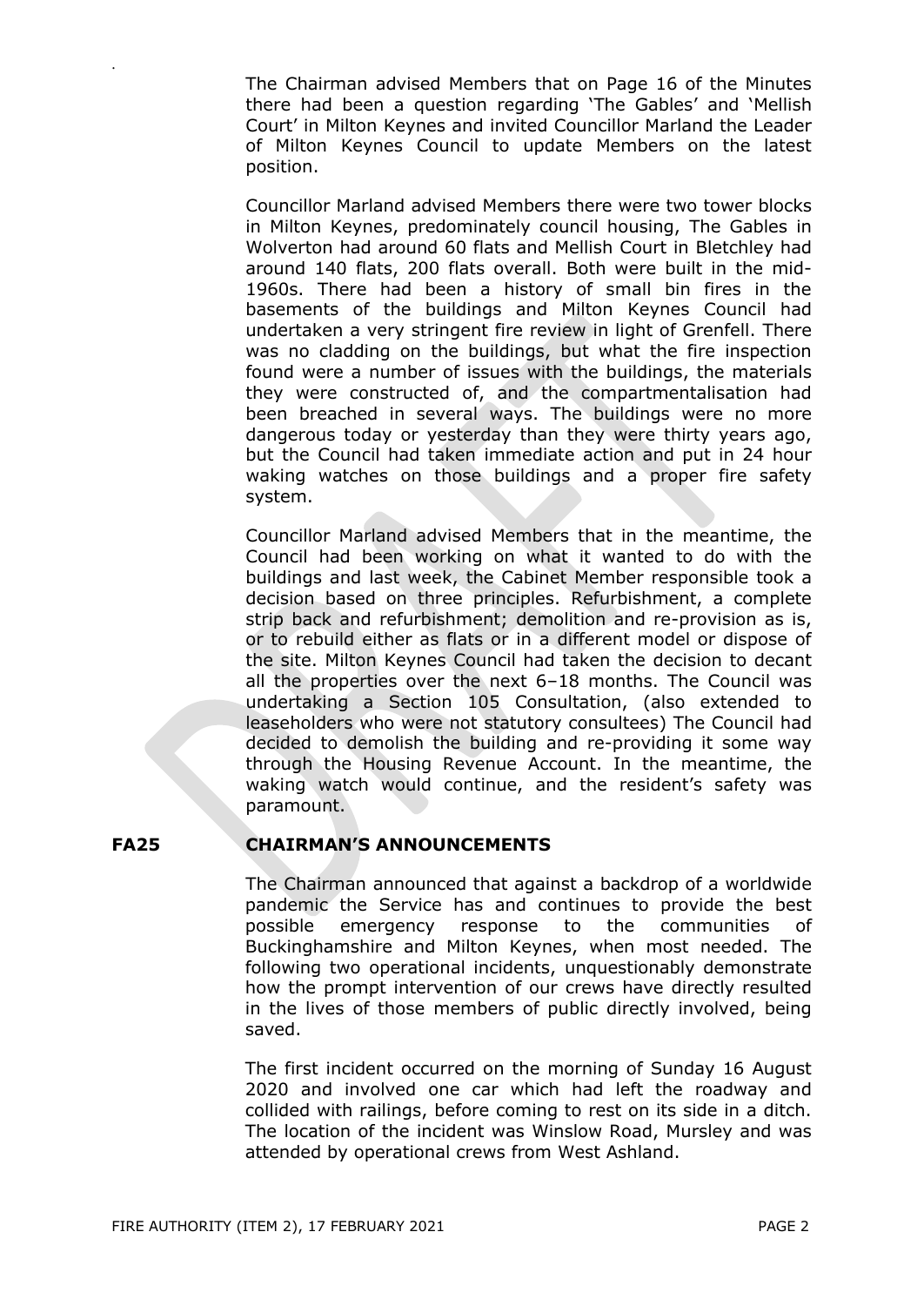The Chairman advised Members that on Page 16 of the Minutes there had been a question regarding 'The Gables' and 'Mellish Court' in Milton Keynes and invited Councillor Marland the Leader of Milton Keynes Council to update Members on the latest position.

Councillor Marland advised Members there were two tower blocks in Milton Keynes, predominately council housing, The Gables in Wolverton had around 60 flats and Mellish Court in Bletchley had around 140 flats, 200 flats overall. Both were built in the mid-1960s. There had been a history of small bin fires in the basements of the buildings and Milton Keynes Council had undertaken a very stringent fire review in light of Grenfell. There was no cladding on the buildings, but what the fire inspection found were a number of issues with the buildings, the materials they were constructed of, and the compartmentalisation had been breached in several ways. The buildings were no more dangerous today or yesterday than they were thirty years ago, but the Council had taken immediate action and put in 24 hour waking watches on those buildings and a proper fire safety system.

Councillor Marland advised Members that in the meantime, the Council had been working on what it wanted to do with the buildings and last week, the Cabinet Member responsible took a decision based on three principles. Refurbishment, a complete strip back and refurbishment; demolition and re-provision as is, or to rebuild either as flats or in a different model or dispose of the site. Milton Keynes Council had taken the decision to decant all the properties over the next 6–18 months. The Council was undertaking a Section 105 Consultation, (also extended to leaseholders who were not statutory consultees) The Council had decided to demolish the building and re-providing it some way through the Housing Revenue Account. In the meantime, the waking watch would continue, and the resident's safety was paramount.

## FA25 CHAIRMAN'S ANNOUNCEMENTS

The Chairman announced that against a backdrop of a worldwide pandemic the Service has and continues to provide the best possible emergency response to the communities of Buckinghamshire and Milton Keynes, when most needed. The following two operational incidents, unquestionably demonstrate how the prompt intervention of our crews have directly resulted in the lives of those members of public directly involved, being saved.

The first incident occurred on the morning of Sunday 16 August 2020 and involved one car which had left the roadway and collided with railings, before coming to rest on its side in a ditch. The location of the incident was Winslow Road, Mursley and was attended by operational crews from West Ashland.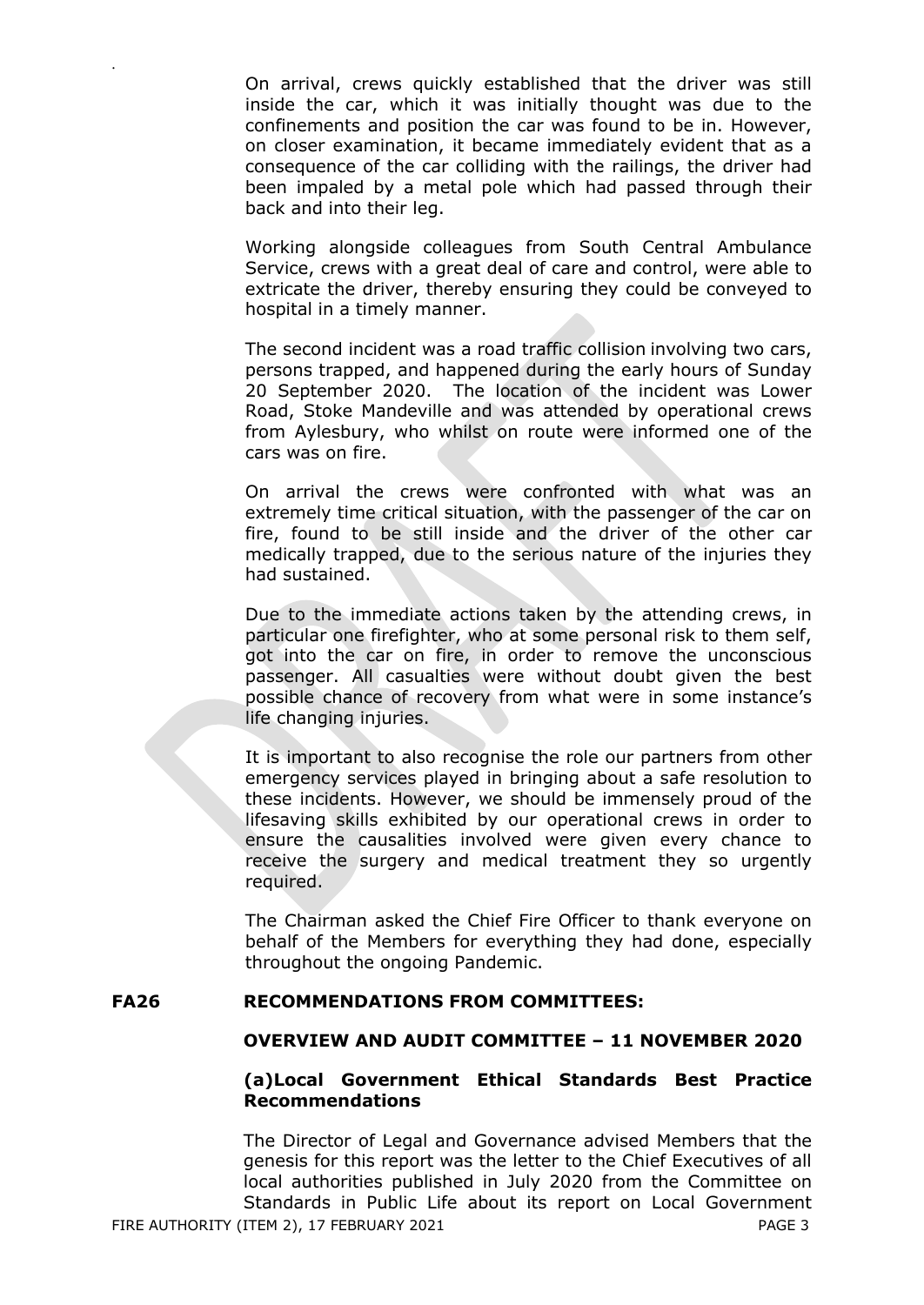On arrival, crews quickly established that the driver was still inside the car, which it was initially thought was due to the confinements and position the car was found to be in. However, on closer examination, it became immediately evident that as a consequence of the car colliding with the railings, the driver had been impaled by a metal pole which had passed through their back and into their leg.

Working alongside colleagues from South Central Ambulance Service, crews with a great deal of care and control, were able to extricate the driver, thereby ensuring they could be conveyed to hospital in a timely manner.

The second incident was a road traffic collision involving two cars, persons trapped, and happened during the early hours of Sunday 20 September 2020. The location of the incident was Lower Road, Stoke Mandeville and was attended by operational crews from Aylesbury, who whilst on route were informed one of the cars was on fire.

On arrival the crews were confronted with what was an extremely time critical situation, with the passenger of the car on fire, found to be still inside and the driver of the other car medically trapped, due to the serious nature of the injuries they had sustained.

Due to the immediate actions taken by the attending crews, in particular one firefighter, who at some personal risk to them self, got into the car on fire, in order to remove the unconscious passenger. All casualties were without doubt given the best possible chance of recovery from what were in some instance's life changing injuries.

It is important to also recognise the role our partners from other emergency services played in bringing about a safe resolution to these incidents. However, we should be immensely proud of the lifesaving skills exhibited by our operational crews in order to ensure the causalities involved were given every chance to receive the surgery and medical treatment they so urgently required.

The Chairman asked the Chief Fire Officer to thank everyone on behalf of the Members for everything they had done, especially throughout the ongoing Pandemic.

**FA26 RECOMMENDATIONS FROM COMMITTEES:**

**OVERVIEW AND AUDIT COMMITTEE – 11 NOVEMBER 2020**

**(a)Local Government Ethical Standards Best Practice Recommendations**

The Director of Legal and Governance advised Members that the genesis for this report was the letter to the Chief Executives of all local authorities published in July 2020 from the Committee on Standards in Public Life about its report on Local Government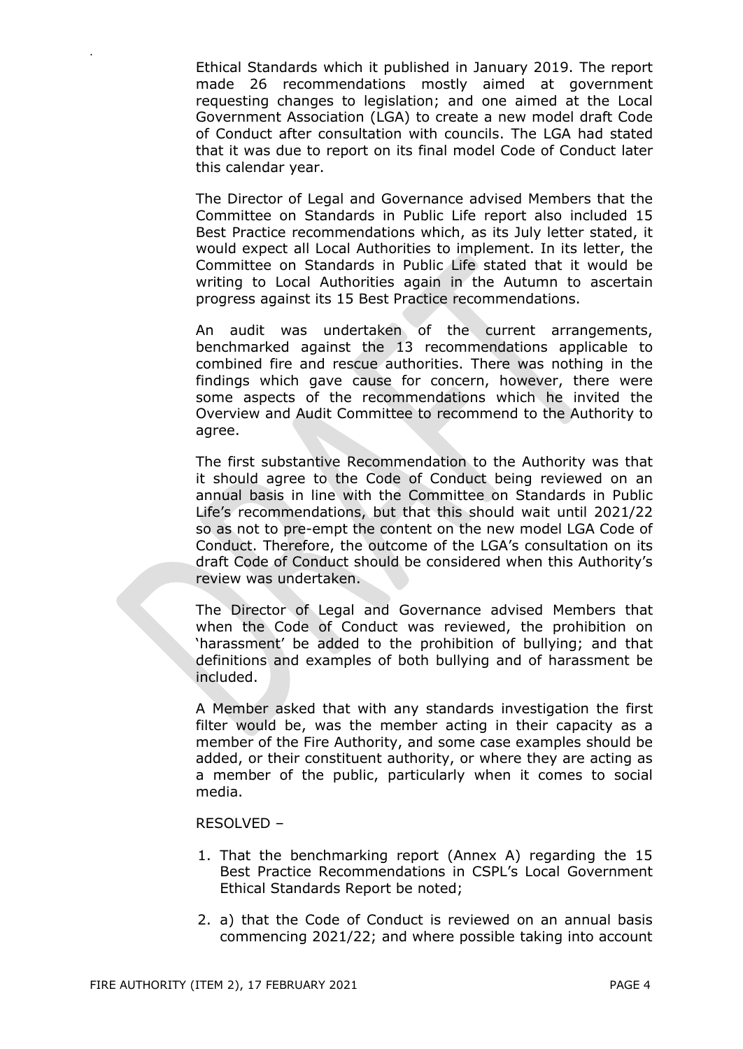Ethical Standards which it published in January 2019. The report made 26 recommendations mostly aimed at government requesting changes to legislation; and one aimed at the Local Government Association (LGA) to create a new model draft Code of Conduct after consultation with councils. The LGA had stated that it was due to report on its final model Code of Conduct later this calendar year.

The Director of Legal and Governance advised Members that the Committee on Standards in Public Life report also included 15 Best Practice recommendations which, as its July letter stated, it would expect all Local Authorities to implement. In its letter, the Committee on Standards in Public Life stated that it would be writing to Local Authorities again in the Autumn to ascertain progress against its 15 Best Practice recommendations.

An audit was undertaken of the current arrangements, benchmarked against the 13 recommendations applicable to combined fire and rescue authorities. There was nothing in the findings which gave cause for concern, however, there were some aspects of the recommendations which he invited the Overview and Audit Committee to recommend to the Authority to agree.

The first substantive Recommendation to the Authority was that it should agree to the Code of Conduct being reviewed on an annual basis in line with the Committee on Standards in Public Life's recommendations, but that this should wait until 2021/22 so as not to pre-empt the content on the new model LGA Code of Conduct. Therefore, the outcome of the LGA's consultation on its draft Code of Conduct should be considered when this Authority's review was undertaken.

The Director of Legal and Governance advised Members that when the Code of Conduct was reviewed, the prohibition on 'harassment' be added to the prohibition of bullying; and that definitions and examples of both bullying and of harassment be included.

A Member asked that with any standards investigation the first filter would be, was the member acting in their capacity as a member of the Fire Authority, and some case examples should be added, or their constituent authority, or where they are acting as a member of the public, particularly when it comes to social media.

RESOLVED –

1. That the benchmarking report (Annex A) regarding the 15 Best Practice Recommendations in CSPL's Local Government Ethical Standards Report be noted;

2. a) that the Code of Conduct is reviewed on an annual basis commencing 2021/22; and where possible taking into account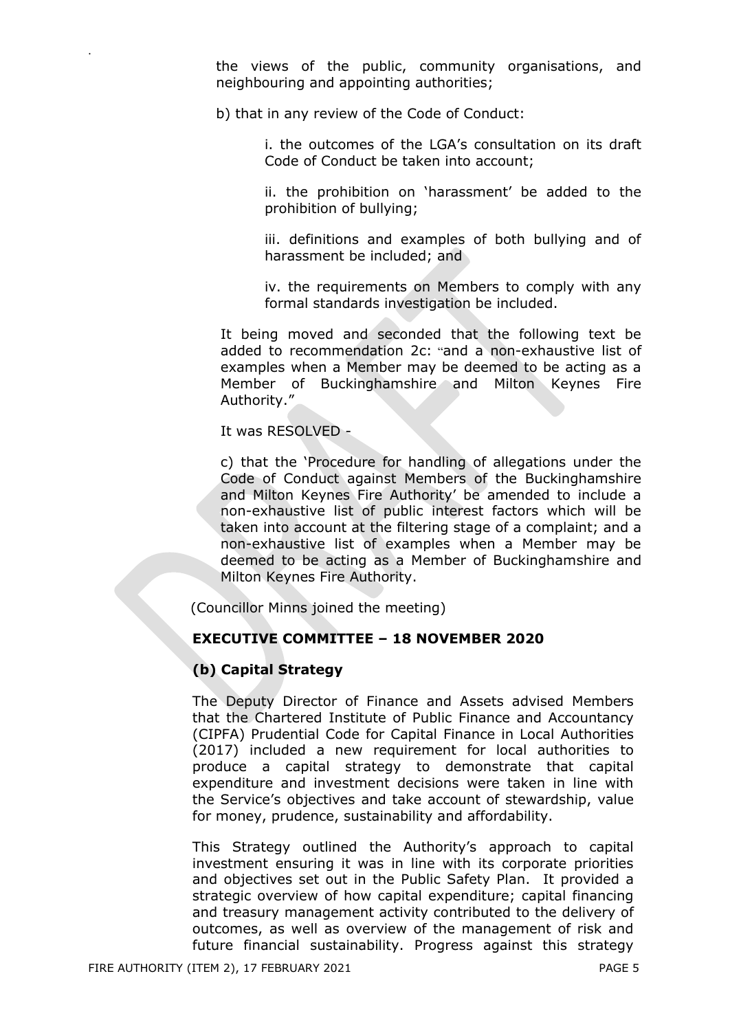the views of the public, community organisations, and neighbouring and appointing authorities;

b) that in any review of the Code of Conduct:

i. the outcomes of the LGA's consultation on its draft Code of Conduct be taken into account;

ii. the prohibition on 'harassment' be added to the prohibition of bullying;

iii. definitions and examples of both bullying and of harassment be included; and

iv. the requirements on Members to comply with any formal standards investigation be included.

It being moved and seconded that the following text be added to recommendation 2c: "and a non-exhaustive list of examples when a Member may be deemed to be acting as a Member of Buckinghamshire and Milton Keynes Fire Authority."

It was RESOLVED -

c) that the 'Procedure for handling of allegations under the Code of Conduct against Members of the Buckinghamshire and Milton Keynes Fire Authority' be amended to include a non-exhaustive list of public interest factors which will be taken into account at the filtering stage of a complaint; and a non-exhaustive list of examples when a Member may be deemed to be acting as a Member of Buckinghamshire and Milton Keynes Fire Authority.

(Councillor Minns joined the meeting)

**EXECUTIVE COMMITTEE – 18 NOVEMBER 2020**

**(b) Capital Strategy**

The Deputy Director of Finance and Assets advised Members that the Chartered Institute of Public Finance and Accountancy (CIPFA) Prudential Code for Capital Finance in Local Authorities (2017) included a new requirement for local authorities to produce a capital strategy to demonstrate that capital expenditure and investment decisions were taken in line with the Service's objectives and take account of stewardship, value for money, prudence, sustainability and affordability.

This Strategy outlined the Authority's approach to capital investment ensuring it was in line with its corporate priorities and objectives set out in the Public Safety Plan. It provided a strategic overview of how capital expenditure; capital financing and treasury management activity contributed to the delivery of outcomes, as well as overview of the management of risk and future financial sustainability. Progress against this strategy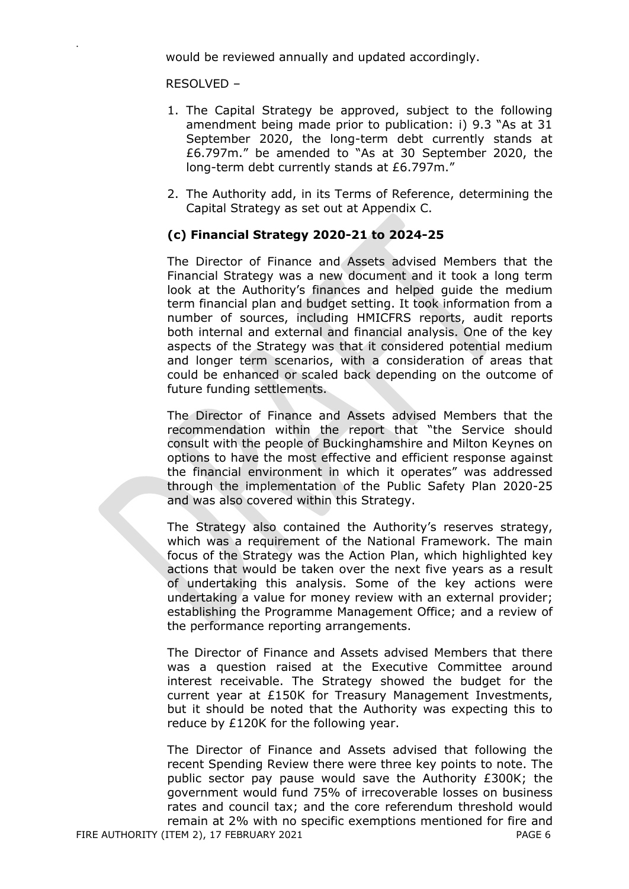would be reviewed annually and updated accordingly.

RESOLVED –

1. The Capital Strategy be approved, subject to the following amendment being made prior to publication: i) 9.3 "As at 31 September 2020, the long-term debt currently stands at £6.797m." be amended to "As at 30 September 2020, the long-term debt currently stands at £6.797m."

2. The Authority add, in its Terms of Reference, determining the Capital Strategy as set out at Appendix C.

**(c) Financial Strategy 2020-21 to 2024-25**

The Director of Finance and Assets advised Members that the Financial Strategy was a new document and it took a long term look at the Authority's finances and helped guide the medium term financial plan and budget setting. It took information from a number of sources, including HMICFRS reports, audit reports both internal and external and financial analysis. One of the key aspects of the Strategy was that it considered potential medium and longer term scenarios, with a consideration of areas that could be enhanced or scaled back depending on the outcome of future funding settlements.

The Director of Finance and Assets advised Members that the recommendation within the report that "the Service should consult with the people of Buckinghamshire and Milton Keynes on options to have the most effective and efficient response against the financial environment in which it operates" was addressed through the implementation of the Public Safety Plan 2020-25 and was also covered within this Strategy.

The Strategy also contained the Authority's reserves strategy, which was a requirement of the National Framework. The main focus of the Strategy was the Action Plan, which highlighted key actions that would be taken over the next five years as a result of undertaking this analysis. Some of the key actions were undertaking a value for money review with an external provider; establishing the Programme Management Office; and a review of the performance reporting arrangements.

The Director of Finance and Assets advised Members that there was a question raised at the Executive Committee around interest receivable. The Strategy showed the budget for the current year at £150K for Treasury Management Investments, but it should be noted that the Authority was expecting this to reduce by £120K for the following year.

The Director of Finance and Assets advised that following the recent Spending Review there were three key points to note. The public sector pay pause would save the Authority £300K; the government would fund 75% of irrecoverable losses on business rates and council tax; and the core referendum threshold would remain at 2% with no specific exemptions mentioned for fire and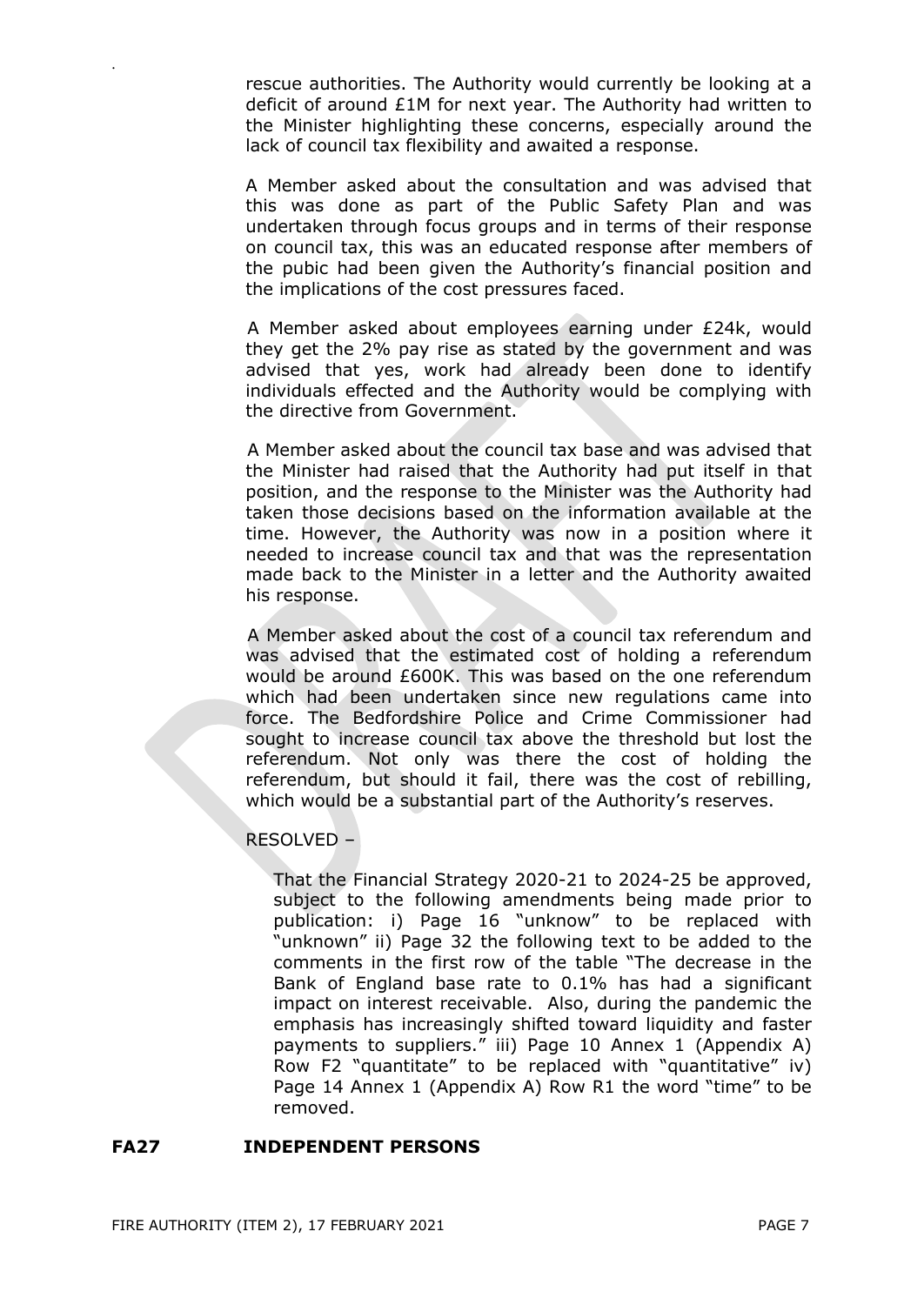rescue authorities. The Authority would currently be looking at a deficit of around £1M for next year. The Authority had written to the Minister highlighting these concerns, especially around the lack of council tax flexibility and awaited a response.

A Member asked about the consultation and was advised that this was done as part of the Public Safety Plan and was undertaken through focus groups and in terms of their response on council tax, this was an educated response after members of the pubic had been given the Authority's financial position and the implications of the cost pressures faced.

A Member asked about employees earning under £24k, would they get the 2% pay rise as stated by the government and was advised that yes, work had already been done to identify individuals effected and the Authority would be complying with the directive from Government.

A Member asked about the council tax base and was advised that the Minister had raised that the Authority had put itself in that position, and the response to the Minister was the Authority had taken those decisions based on the information available at the time. However, the Authority was now in a position where it needed to increase council tax and that was the representation made back to the Minister in a letter and the Authority awaited his response.

A Member asked about the cost of a council tax referendum and was advised that the estimated cost of holding a referendum would be around £600K. This was based on the one referendum which had been undertaken since new regulations came into force. The Bedfordshire Police and Crime Commissioner had sought to increase council tax above the threshold but lost the referendum. Not only was there the cost of holding the referendum, but should it fail, there was the cost of rebilling, which would be a substantial part of the Authority's reserves.

RESOLVED –

That the Financial Strategy 2020-21 to 2024-25 be approved, subject to the following amendments being made prior to publication: i) Page 16 "unknow" to be replaced with "unknown" ii) Page 32 the following text to be added to the comments in the first row of the table "The decrease in the Bank of England base rate to 0.1% has had a significant impact on interest receivable. Also, during the pandemic the emphasis has increasingly shifted toward liquidity and faster payments to suppliers." iii) Page 10 Annex 1 (Appendix A) Row F2 "quantitate" to be replaced with "quantitative" iv) Page 14 Annex 1 (Appendix A) Row R1 the word "time" to be removed.

## FA27 INDEPENDENT PERSONS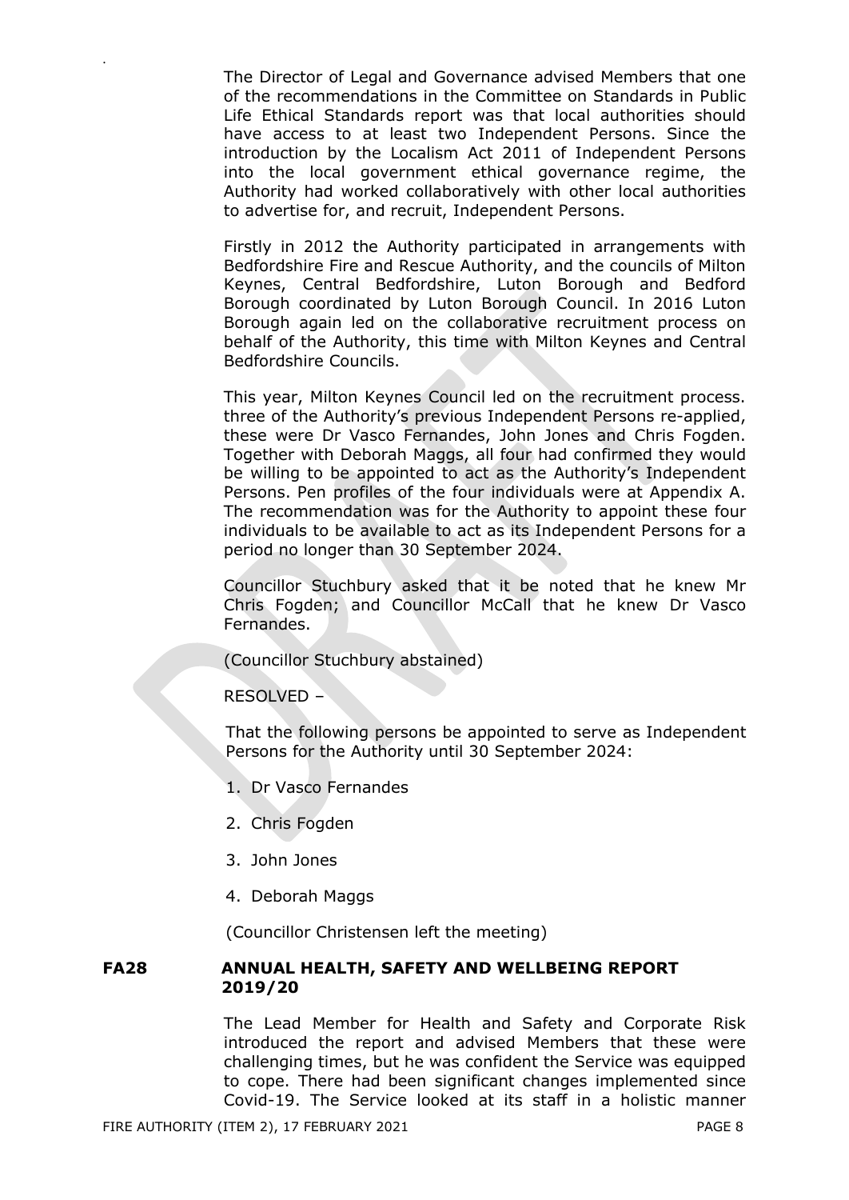The Director of Legal and Governance advised Members that one of the recommendations in the Committee on Standards in Public Life Ethical Standards report was that local authorities should have access to at least two Independent Persons. Since the introduction by the Localism Act 2011 of Independent Persons into the local government ethical governance regime, the Authority had worked collaboratively with other local authorities to advertise for, and recruit, Independent Persons.

Firstly in 2012 the Authority participated in arrangements with Bedfordshire Fire and Rescue Authority, and the councils of Milton Keynes, Central Bedfordshire, Luton Borough and Bedford Borough coordinated by Luton Borough Council. In 2016 Luton Borough again led on the collaborative recruitment process on behalf of the Authority, this time with Milton Keynes and Central Bedfordshire Councils.

This year, Milton Keynes Council led on the recruitment process. three of the Authority's previous Independent Persons re-applied, these were Dr Vasco Fernandes, John Jones and Chris Fogden. Together with Deborah Maggs, all four had confirmed they would be willing to be appointed to act as the Authority's Independent Persons. Pen profiles of the four individuals were at Appendix A. The recommendation was for the Authority to appoint these four individuals to be available to act as its Independent Persons for a period no longer than 30 September 2024.

Councillor Stuchbury asked that it be noted that he knew Mr Chris Fogden; and Councillor McCall that he knew Dr Vasco Fernandes.

(Councillor Stuchbury abstained)

RESOLVED –

That the following persons be appointed to serve as Independent Persons for the Authority until 30 September 2024:

1. Dr Vasco Fernandes
2. Chris Fogden
3. John Jones
4. Deborah Maggs

(Councillor Christensen left the meeting)

## FA28 ANNUAL HEALTH, SAFETY AND WELLBEING REPORT 2019/20

The Lead Member for Health and Safety and Corporate Risk introduced the report and advised Members that these were challenging times, but he was confident the Service was equipped to cope. There had been significant changes implemented since Covid-19. The Service looked at its staff in a holistic manner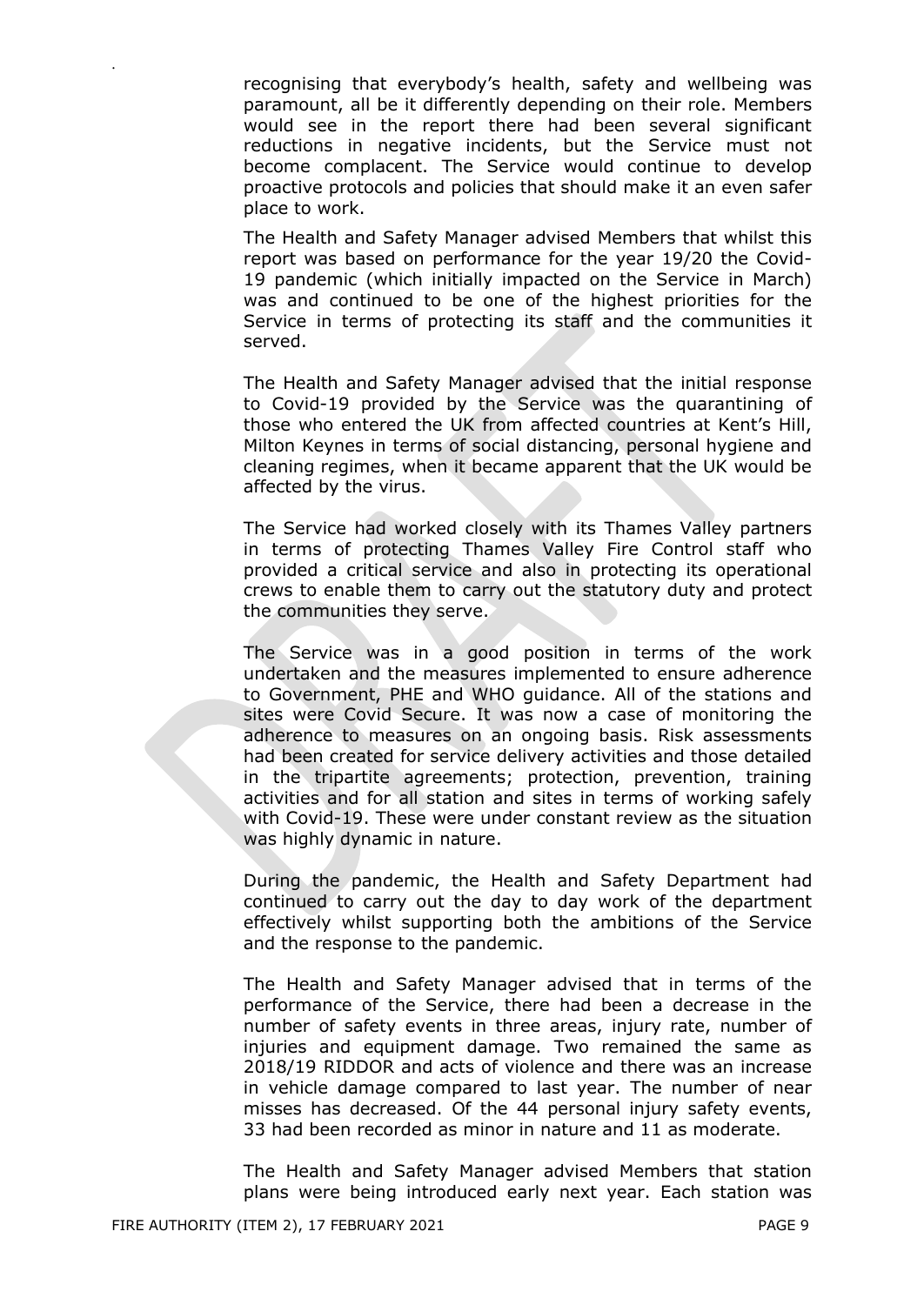recognising that everybody's health, safety and wellbeing was paramount, all be it differently depending on their role. Members would see in the report there had been several significant reductions in negative incidents, but the Service must not become complacent. The Service would continue to develop proactive protocols and policies that should make it an even safer place to work.

The Health and Safety Manager advised Members that whilst this report was based on performance for the year 19/20 the Covid-19 pandemic (which initially impacted on the Service in March) was and continued to be one of the highest priorities for the Service in terms of protecting its staff and the communities it served.

The Health and Safety Manager advised that the initial response to Covid-19 provided by the Service was the quarantining of those who entered the UK from affected countries at Kent's Hill, Milton Keynes in terms of social distancing, personal hygiene and cleaning regimes, when it became apparent that the UK would be affected by the virus.

The Service had worked closely with its Thames Valley partners in terms of protecting Thames Valley Fire Control staff who provided a critical service and also in protecting its operational crews to enable them to carry out the statutory duty and protect the communities they serve.

The Service was in a good position in terms of the work undertaken and the measures implemented to ensure adherence to Government, PHE and WHO guidance. All of the stations and sites were Covid Secure. It was now a case of monitoring the adherence to measures on an ongoing basis. Risk assessments had been created for service delivery activities and those detailed in the tripartite agreements; protection, prevention, training activities and for all station and sites in terms of working safely with Covid-19. These were under constant review as the situation was highly dynamic in nature.

During the pandemic, the Health and Safety Department had continued to carry out the day to day work of the department effectively whilst supporting both the ambitions of the Service and the response to the pandemic.

The Health and Safety Manager advised that in terms of the performance of the Service, there had been a decrease in the number of safety events in three areas, injury rate, number of injuries and equipment damage. Two remained the same as 2018/19 RIDDOR and acts of violence and there was an increase in vehicle damage compared to last year. The number of near misses has decreased. Of the 44 personal injury safety events, 33 had been recorded as minor in nature and 11 as moderate.

The Health and Safety Manager advised Members that station plans were being introduced early next year. Each station was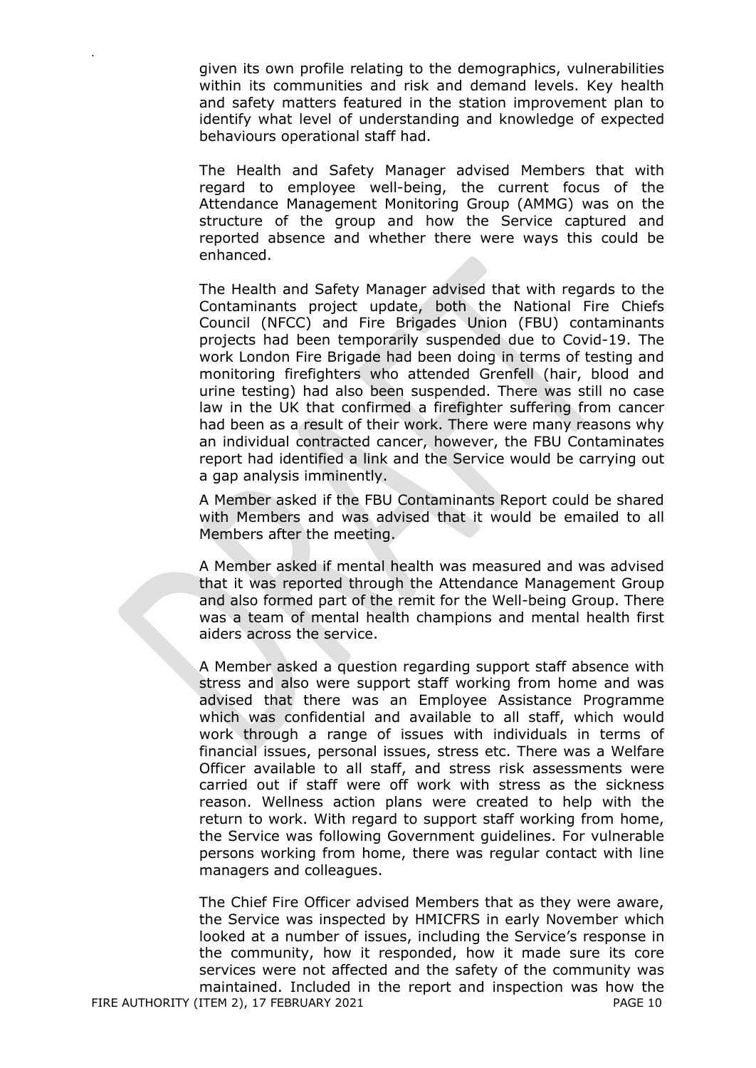given its own profile relating to the demographics, vulnerabilities within its communities and risk and demand levels. Key health and safety matters featured in the station improvement plan to identify what level of understanding and knowledge of expected behaviours operational staff had.

The Health and Safety Manager advised Members that with regard to employee well-being, the current focus of the Attendance Management Monitoring Group (AMMG) was on the structure of the group and how the Service captured and reported absence and whether there were ways this could be enhanced.

The Health and Safety Manager advised that with regards to the Contaminants project update, both the National Fire Chiefs Council (NFCC) and Fire Brigades Union (FBU) contaminants projects had been temporarily suspended due to Covid-19. The work London Fire Brigade had been doing in terms of testing and monitoring firefighters who attended Grenfell (hair, blood and urine testing) had also been suspended. There was still no case law in the UK that confirmed a firefighter suffering from cancer had been as a result of their work. There were many reasons why an individual contracted cancer, however, the FBU Contaminates report had identified a link and the Service would be carrying out a gap analysis imminently.

A Member asked if the FBU Contaminants Report could be shared with Members and was advised that it would be emailed to all Members after the meeting.

A Member asked if mental health was measured and was advised that it was reported through the Attendance Management Group and also formed part of the remit for the Well-being Group. There was a team of mental health champions and mental health first aiders across the service.

A Member asked a question regarding support staff absence with stress and also were support staff working from home and was advised that there was an Employee Assistance Programme which was confidential and available to all staff, which would work through a range of issues with individuals in terms of financial issues, personal issues, stress etc. There was a Welfare Officer available to all staff, and stress risk assessments were carried out if staff were off work with stress as the sickness reason. Wellness action plans were created to help with the return to work. With regard to support staff working from home, the Service was following Government guidelines. For vulnerable persons working from home, there was regular contact with line managers and colleagues.

The Chief Fire Officer advised Members that as they were aware, the Service was inspected by HMICFRS in early November which looked at a number of issues, including the Service's response in the community, how it responded, how it made sure its core services were not affected and the safety of the community was maintained. Included in the report and inspection was how the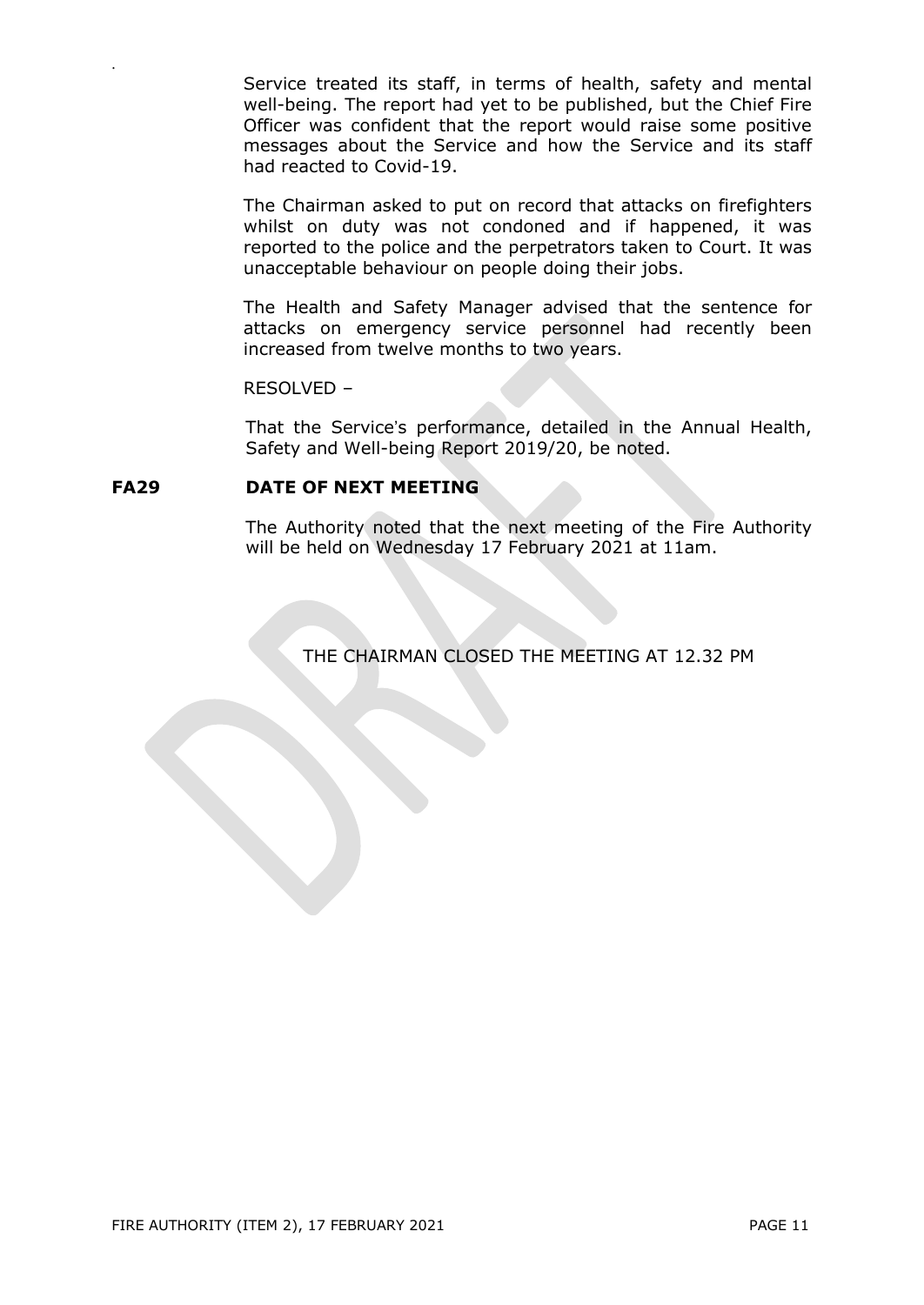Service treated its staff, in terms of health, safety and mental well-being. The report had yet to be published, but the Chief Fire Officer was confident that the report would raise some positive messages about the Service and how the Service and its staff had reacted to Covid-19.

The Chairman asked to put on record that attacks on firefighters whilst on duty was not condoned and if happened, it was reported to the police and the perpetrators taken to Court. It was unacceptable behaviour on people doing their jobs.

The Health and Safety Manager advised that the sentence for attacks on emergency service personnel had recently been increased from twelve months to two years.

RESOLVED –

That the Service's performance, detailed in the Annual Health, Safety and Well-being Report 2019/20, be noted.

**FA29 DATE OF NEXT MEETING**

The Authority noted that the next meeting of the Fire Authority will be held on Wednesday 17 February 2021 at 11am.

THE CHAIRMAN CLOSED THE MEETING AT 12.32 PM